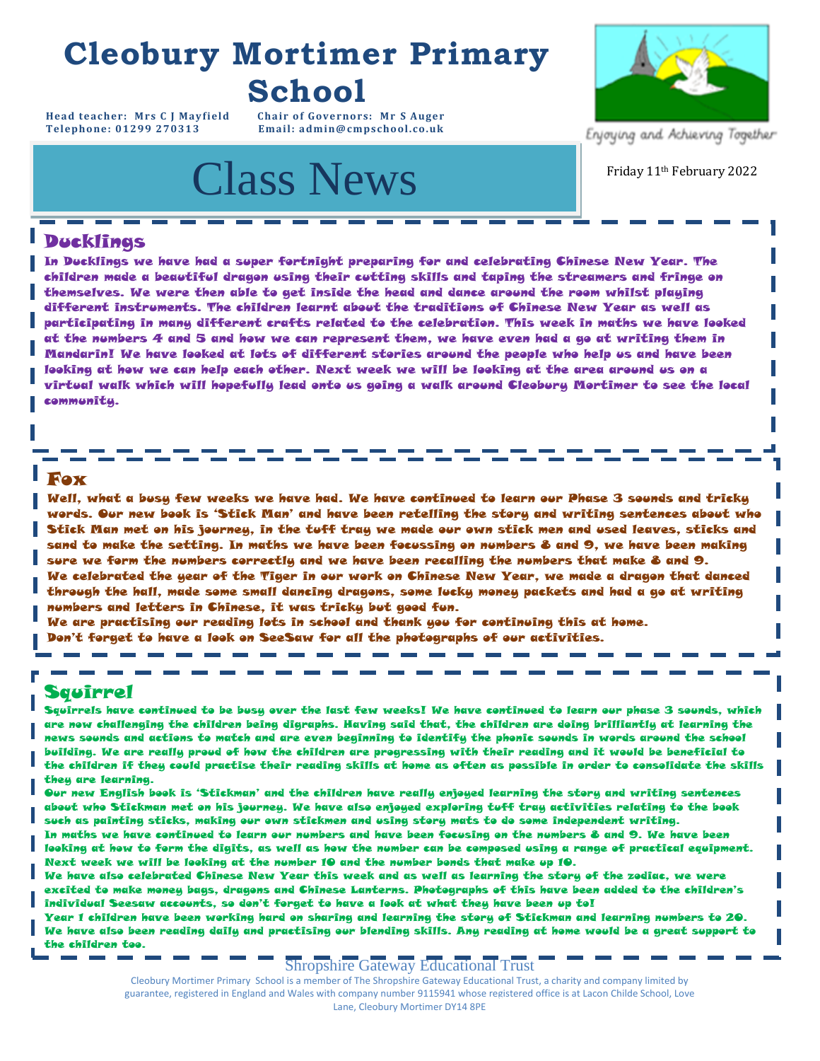# Cleobury Mortimer Primary School

**Head teacher: Mrs C J Mayfield** **Chair of Governors: Mr S Auger**
**Telephone: 01299 270313** **Email: admin@cmpschool.co.uk**

Enjoying and Achieving Together

# Class News

Friday 11th February 2022

## Ducklings

In Ducklings we have had a super fortnight preparing for and celebrating Chinese New Year. The children made a beautiful dragon using their cutting skills and taping the streamers and fringe on themselves. We were then able to get inside the head and dance around the room whilst playing different instruments. The children learnt about the traditions of Chinese New Year as well as participating in many different crafts related to the celebration. This week in maths we have looked at the numbers 4 and 5 and how we can represent them, we have even had a go at writing them in Mandarin! We have looked at lots of different stories around the people who help us and have been looking at how we can help each other. Next week we will be looking at the area around us on a virtual walk which will hopefully lead onto us going a walk around Cleobury Mortimer to see the local community.

## Fox

Well, what a busy few weeks we have had. We have continued to learn our Phase 3 sounds and tricky words. Our new book is 'Stick Man' and have been retelling the story and writing sentences about who Stick Man met on his journey, in the tuff tray we made our own stick men and used leaves, sticks and sand to make the setting. In maths we have been focussing on numbers 8 and 9, we have been making sure we form the numbers correctly and we have been recalling the numbers that make 8 and 9.
We celebrated the year of the Tiger in our work on Chinese New Year, we made a dragon that danced through the hall, made some small dancing dragons, some lucky money packets and had a go at writing numbers and letters in Chinese, it was tricky but good fun.
We are practising our reading lots in school and thank you for continuing this at home.
Don't forget to have a look on SeeSaw for all the photographs of our activities.

## Squirrel

Squirrels have continued to be busy over the last few weeks! We have continued to learn our phase 3 sounds, which are now challenging the children being digraphs. Having said that, the children are doing brilliantly at learning the news sounds and actions to match and are even beginning to identify the phonic sounds in words around the school building. We are really proud of how the children are progressing with their reading and it would be beneficial to the children if they could practise their reading skills at home as often as possible in order to consolidate the skills they are learning.
Our new English book is 'Stickman' and the children have really enjoyed learning the story and writing sentences about who Stickman met on his journey. We have also enjoyed exploring tuff tray activities relating to the book such as painting sticks, making our own stickmen and using story mats to do some independent writing.
In maths we have continued to learn our numbers and have been focusing on the numbers 8 and 9. We have been looking at how to form the digits, as well as how the number can be composed using a range of practical equipment. Next week we will be looking at the number 10 and the number bonds that make up 10.
We have also celebrated Chinese New Year this week and as well as learning the story of the zodiac, we were excited to make money bags, dragons and Chinese Lanterns. Photographs of this have been added to the children's individual Seesaw accounts, so don't forget to have a look at what they have been up to!
Year 1 children have been working hard on sharing and learning the story of Stickman and learning numbers to 20. We have also been reading daily and practising our blending skills. Any reading at home would be a great support to the children too.

Shropshire Gateway Educational Trust

Cleobury Mortimer Primary School is a member of The Shropshire Gateway Educational Trust, a charity and company limited by guarantee, registered in England and Wales with company number 9115941 whose registered office is at Lacon Childe School, Love Lane, Cleobury Mortimer DY14 8PE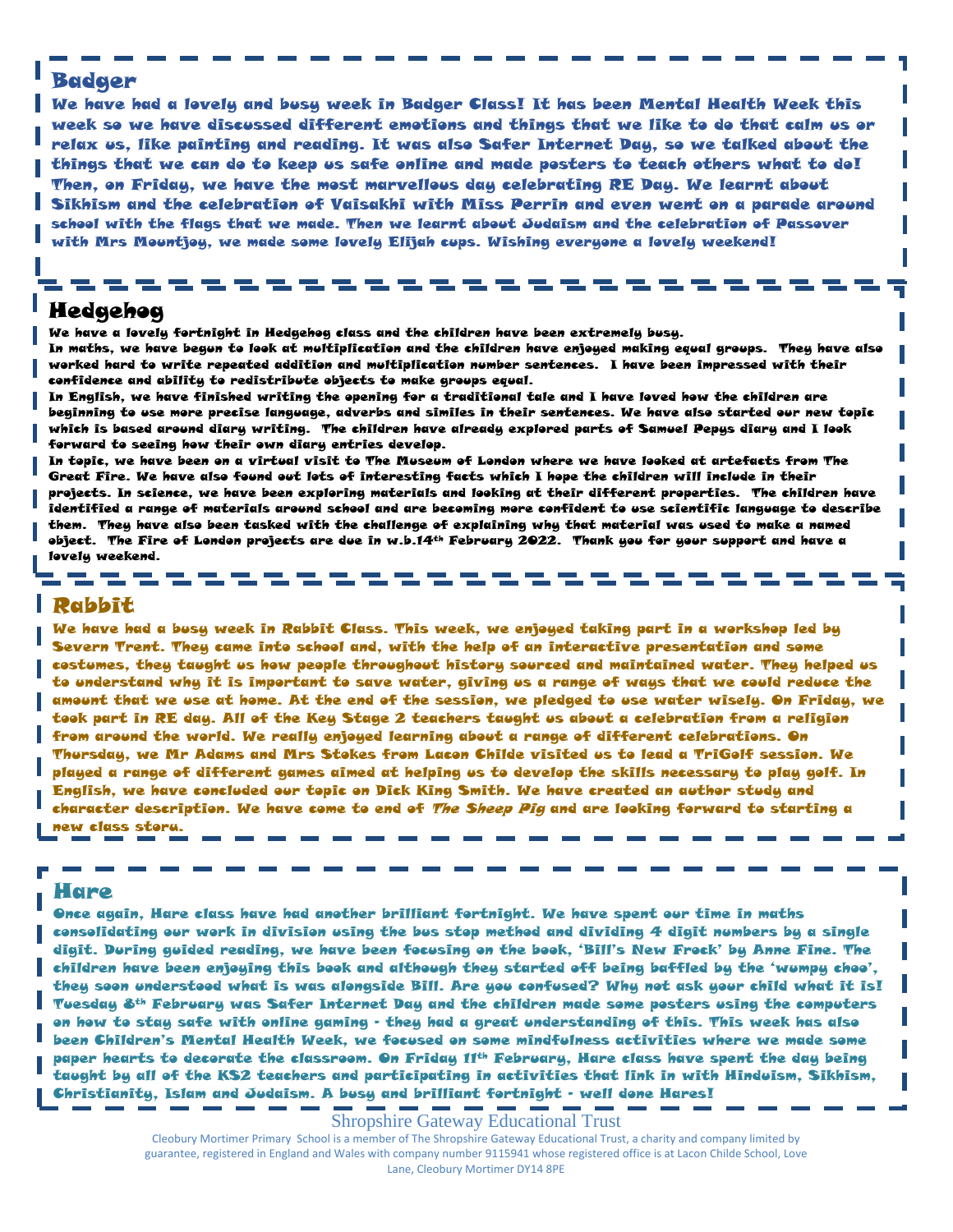## Badger

We have had a lovely and busy week in Badger Class! It has been Mental Health Week this week so we have discussed different emotions and things that we like to do that calm us or relax us, like painting and reading. It was also Safer Internet Day, so we talked about the things that we can do to keep us safe online and made posters to teach others what to do! Then, on Friday, we have the most marvellous day celebrating RE Day. We learnt about Sikhism and the celebration of Vaisakhi with Miss Perrin and even went on a parade around school with the flags that we made. Then we learnt about Judaism and the celebration of Passover with Mrs Mountjoy, we made some lovely Elijah cups. Wishing everyone a lovely weekend!

## Hedgehog

We have a lovely fortnight in Hedgehog class and the children have been extremely busy.

In maths, we have begun to look at multiplication and the children have enjoyed making equal groups. They have also worked hard to write repeated addition and multiplication number sentences. I have been impressed with their confidence and ability to redistribute objects to make groups equal.

In English, we have finished writing the opening for a traditional tale and I have loved how the children are beginning to use more precise language, adverbs and similes in their sentences. We have also started our new topic which is based around diary writing. The children have already explored parts of Samuel Pepys diary and I look forward to seeing how their own diary entries develop.

In topic, we have been on a virtual visit to The Museum of London where we have looked at artefacts from The Great Fire. We have also found out lots of interesting facts which I hope the children will include in their projects. In science, we have been exploring materials and looking at their different properties. The children have identified a range of materials around school and are becoming more confident to use scientific language to describe them. They have also been tasked with the challenge of explaining why that material was used to make a named object. The Fire of London projects are due in w.b.14th February 2022. Thank you for your support and have a lovely weekend.

## Rabbit

We have had a busy week in Rabbit Class. This week, we enjoyed taking part in a workshop led by Severn Trent. They came into school and, with the help of an interactive presentation and some costumes, they taught us how people throughout history sourced and maintained water. They helped us to understand why it is important to save water, giving us a range of ways that we could reduce the amount that we use at home. At the end of the session, we pledged to use water wisely. On Friday, we took part in RE day. All of the Key Stage 2 teachers taught us about a celebration from a religion from around the world. We really enjoyed learning about a range of different celebrations. On Thursday, we Mr Adams and Mrs Stokes from Lacon Childe visited us to lead a TriGolf session. We played a range of different games aimed at helping us to develop the skills necessary to play golf. In English, we have concluded our topic on Dick King Smith. We have created an author study and character description. We have come to end of *The Sheep Pig* and are looking forward to starting a new class story.

## Hare

Once again, Hare class have had another brilliant fortnight. We have spent our time in maths consolidating our work in division using the bus stop method and dividing 4 digit numbers by a single digit. During guided reading, we have been focusing on the book, 'Bill's New Frock' by Anne Fine. The children have been enjoying this book and although they started off being baffled by the 'wumpy choo', they soon understood what is was alongside Bill. Are you confused? Why not ask your child what it is! Tuesday 8th February was Safer Internet Day and the children made some posters using the computers on how to stay safe with online gaming - they had a great understanding of this. This week has also been Children's Mental Health Week, we focused on some mindfulness activities where we made some paper hearts to decorate the classroom. On Friday 11th February, Hare class have spent the day being taught by all of the KS2 teachers and participating in activities that link in with Hinduism, Sikhism, Christianity, Islam and Judaism. A busy and brilliant fortnight - well done Hares!

Shropshire Gateway Educational Trust

Cleobury Mortimer Primary School is a member of The Shropshire Gateway Educational Trust, a charity and company limited by guarantee, registered in England and Wales with company number 9115941 whose registered office is at Lacon Childe School, Love Lane, Cleobury Mortimer DY14 8PE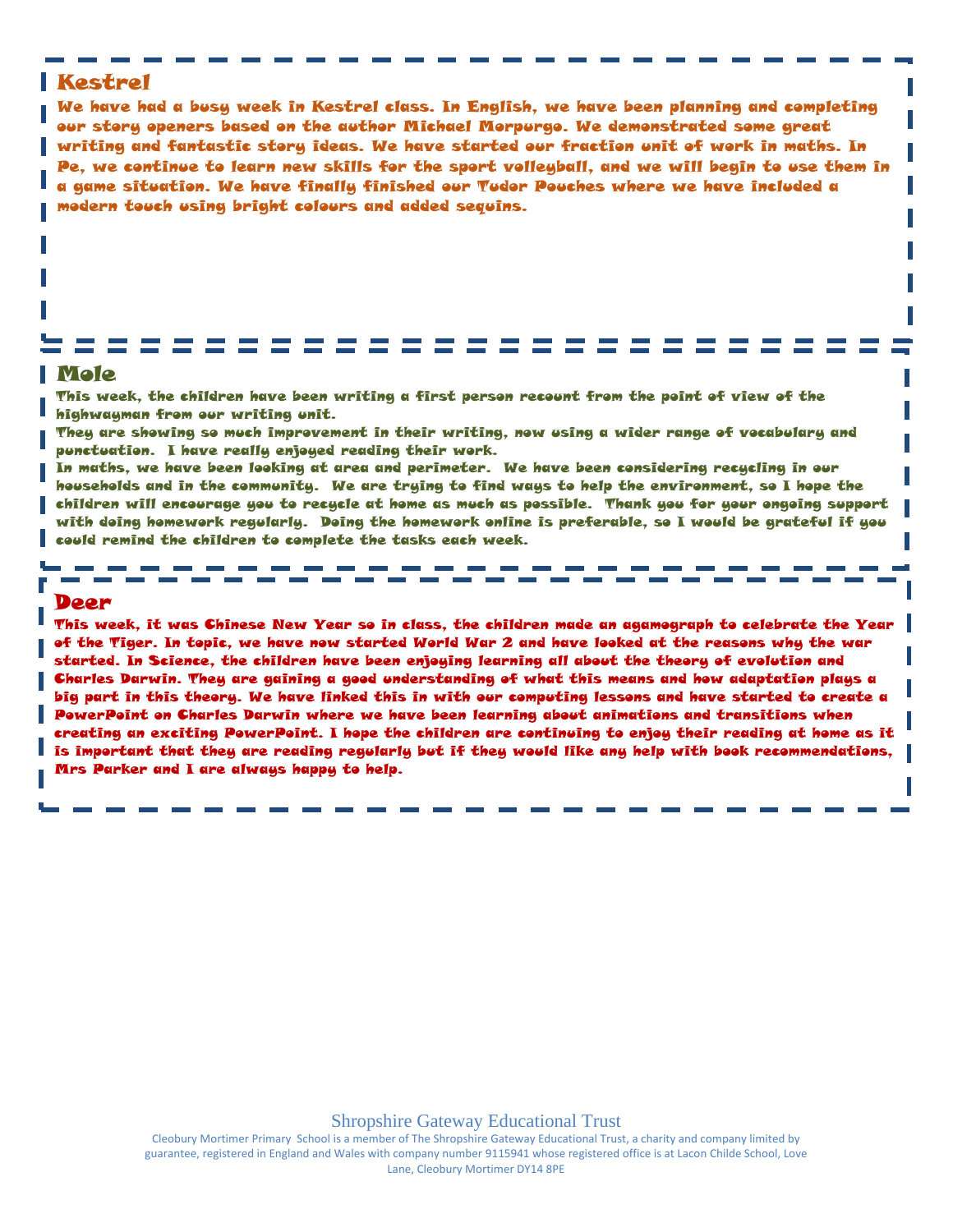## Kestrel

We have had a busy week in Kestrel class. In English, we have been planning and completing our story openers based on the author Michael Morpurgo. We demonstrated some great writing and fantastic story ideas. We have started our fraction unit of work in maths. In Pe, we continue to learn new skills for the sport volleyball, and we will begin to use them in a game situation. We have finally finished our Tudor Pouches where we have included a modern touch using bright colours and added sequins.

## Mole

This week, the children have been writing a first person recount from the point of view of the highwayman from our writing unit.

They are showing so much improvement in their writing, now using a wider range of vocabulary and punctuation. I have really enjoyed reading their work.

In maths, we have been looking at area and perimeter. We have been considering recycling in our households and in the community. We are trying to find ways to help the environment, so I hope the children will encourage you to recycle at home as much as possible. Thank you for your ongoing support with doing homework regularly. Doing the homework online is preferable, so I would be grateful if you could remind the children to complete the tasks each week.

## Deer

This week, it was Chinese New Year so in class, the children made an agamograph to celebrate the Year of the Tiger. In topic, we have now started World War 2 and have looked at the reasons why the war started. In Science, the children have been enjoying learning all about the theory of evolution and Charles Darwin. They are gaining a good understanding of what this means and how adaptation plays a big part in this theory. We have linked this in with our computing lessons and have started to create a PowerPoint on Charles Darwin where we have been learning about animations and transitions when creating an exciting PowerPoint. I hope the children are continuing to enjoy their reading at home as it is important that they are reading regularly but if they would like any help with book recommendations, Mrs Parker and I are always happy to help.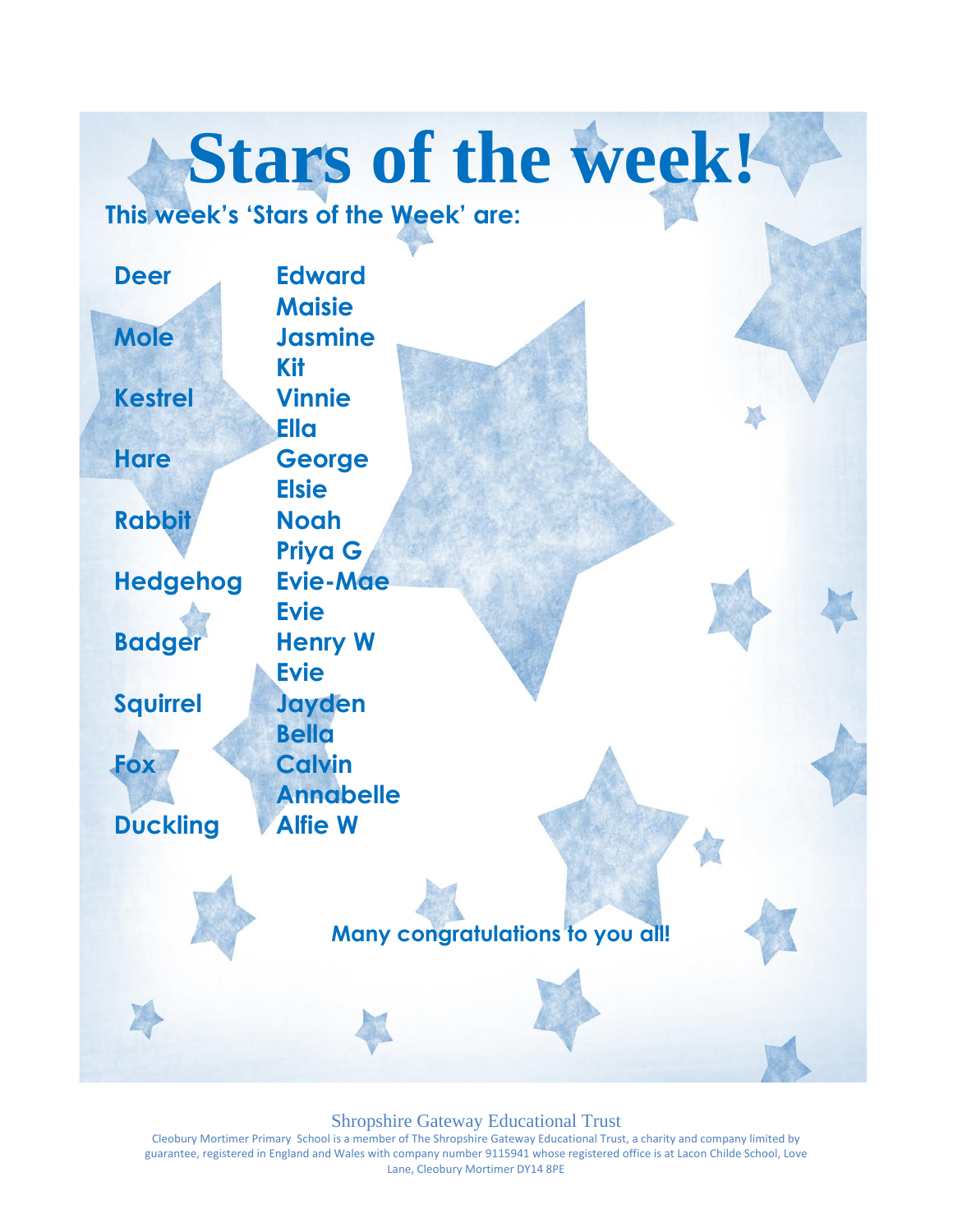# Stars of the week!

**This week's 'Stars of the Week' are:**

| | |
|---|---|
| **Deer** | **Edward** |
| | **Maisie** |
| **Mole** | **Jasmine** |
| | **Kit** |
| **Kestrel** | **Vinnie** |
| | **Ella** |
| **Hare** | **George** |
| | **Elsie** |
| **Rabbit** | **Noah** |
| | **Priya G** |
| **Hedgehog** | **Evie-Mae** |
| | **Evie** |
| **Badger** | **Henry W** |
| | **Evie** |
| **Squirrel** | **Jayden** |
| | **Bella** |
| **Fox** | **Calvin** |
| | **Annabelle** |
| **Duckling** | **Alfie W** |

**Many congratulations to you all!**

Shropshire Gateway Educational Trust

Cleobury Mortimer Primary School is a member of The Shropshire Gateway Educational Trust, a charity and company limited by guarantee, registered in England and Wales with company number 9115941 whose registered office is at Lacon Childe School, Love Lane, Cleobury Mortimer DY14 8PE